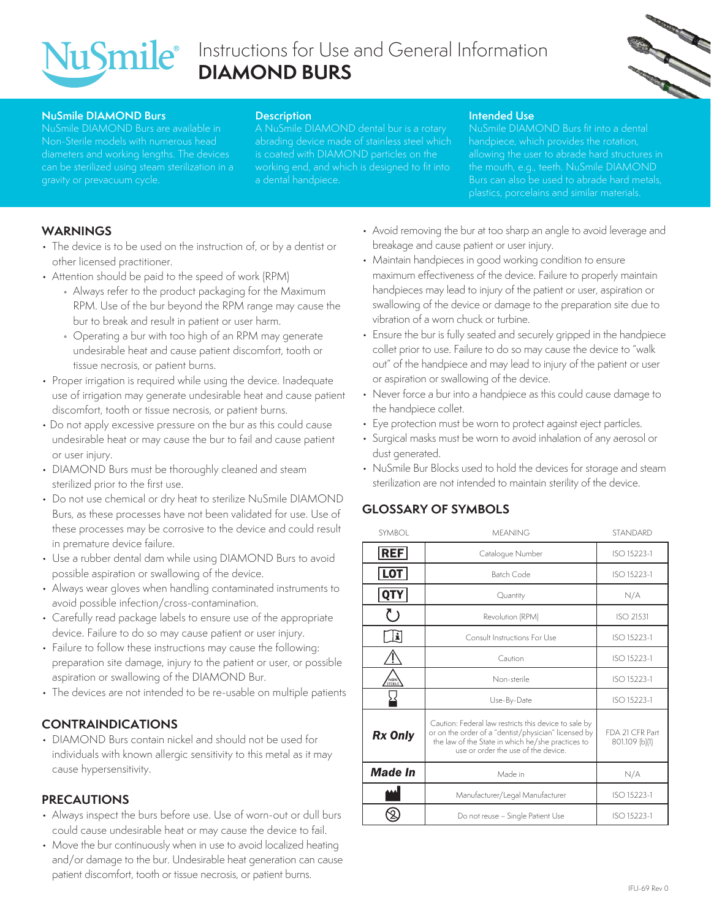# Instructions for Use and General Information
# DIAMOND BURS

### NuSmile DIAMOND Burs

NuSmile DIAMOND Burs are available in Non-Sterile models with numerous head diameters and working lengths. The devices can be sterilized using steam sterilization in a gravity or prevacuum cycle.

### Description

A NuSmile DIAMOND dental bur is a rotary abrading device made of stainless steel which is coated with DIAMOND particles on the working end, and which is designed to fit into a dental handpiece.

### Intended Use

NuSmile DIAMOND Burs fit into a dental handpiece, which provides the rotation, allowing the user to abrade hard structures in the mouth, e.g., teeth. NuSmile DIAMOND Burs can also be used to abrade hard metals, plastics, porcelains and similar materials.

## WARNINGS

- The device is to be used on the instruction of, or by a dentist or other licensed practitioner.
- Attention should be paid to the speed of work (RPM)
  - Always refer to the product packaging for the Maximum RPM. Use of the bur beyond the RPM range may cause the bur to break and result in patient or user harm.
  - Operating a bur with too high of an RPM may generate undesirable heat and cause patient discomfort, tooth or tissue necrosis, or patient burns.
- Proper irrigation is required while using the device. Inadequate use of irrigation may generate undesirable heat and cause patient discomfort, tooth or tissue necrosis, or patient burns.
- Do not apply excessive pressure on the bur as this could cause undesirable heat or may cause the bur to fail and cause patient or user injury.
- DIAMOND Burs must be thoroughly cleaned and steam sterilized prior to the first use.
- Do not use chemical or dry heat to sterilize NuSmile DIAMOND Burs, as these processes have not been validated for use. Use of these processes may be corrosive to the device and could result in premature device failure.
- Use a rubber dental dam while using DIAMOND Burs to avoid possible aspiration or swallowing of the device.
- Always wear gloves when handling contaminated instruments to avoid possible infection/cross-contamination.
- Carefully read package labels to ensure use of the appropriate device. Failure to do so may cause patient or user injury.
- Failure to follow these instructions may cause the following: preparation site damage, injury to the patient or user, or possible aspiration or swallowing of the DIAMOND Bur.
- The devices are not intended to be re-usable on multiple patients

## CONTRAINDICATIONS

- DIAMOND Burs contain nickel and should not be used for individuals with known allergic sensitivity to this metal as it may cause hypersensitivity.

## PRECAUTIONS

- Always inspect the burs before use. Use of worn-out or dull burs could cause undesirable heat or may cause the device to fail.
- Move the bur continuously when in use to avoid localized heating and/or damage to the bur. Undesirable heat generation can cause patient discomfort, tooth or tissue necrosis, or patient burns.
- Avoid removing the bur at too sharp an angle to avoid leverage and breakage and cause patient or user injury.
- Maintain handpieces in good working condition to ensure maximum effectiveness of the device. Failure to properly maintain handpieces may lead to injury of the patient or user, aspiration or swallowing of the device or damage to the preparation site due to vibration of a worn chuck or turbine.
- Ensure the bur is fully seated and securely gripped in the handpiece collet prior to use. Failure to do so may cause the device to "walk out" of the handpiece and may lead to injury of the patient or user or aspiration or swallowing of the device.
- Never force a bur into a handpiece as this could cause damage to the handpiece collet.
- Eye protection must be worn to protect against eject particles.
- Surgical masks must be worn to avoid inhalation of any aerosol or dust generated.
- NuSmile Bur Blocks used to hold the devices for storage and steam sterilization are not intended to maintain sterility of the device.

## GLOSSARY OF SYMBOLS

| SYMBOL | MEANING | STANDARD |
| --- | --- | --- |
| REF | Catalogue Number | ISO 15223-1 |
| LOT | Batch Code | ISO 15223-1 |
| QTY | Quantity | N/A |
| ↻ | Revolution (RPM) | ISO 21531 |
| [i] | Consult Instructions For Use | ISO 15223-1 |
| ⚠ | Caution | ISO 15223-1 |
| NON STERILE | Non-sterile | ISO 15223-1 |
| ⌛ | Use-By-Date | ISO 15223-1 |
| **Rx Only** | Caution: Federal law restricts this device to sale by or on the order of a "dentist/physician" licensed by the law of the State in which he/she practices to use or order the use of the device. | FDA 21 CFR Part 801.109 (b)(1) |
| **Made In** | Made in | N/A |
| (manufacturer symbol) | Manufacturer/Legal Manufacturer | ISO 15223-1 |
| (2) | Do not reuse – Single Patient Use | ISO 15223-1 |

IFU-69 Rev 0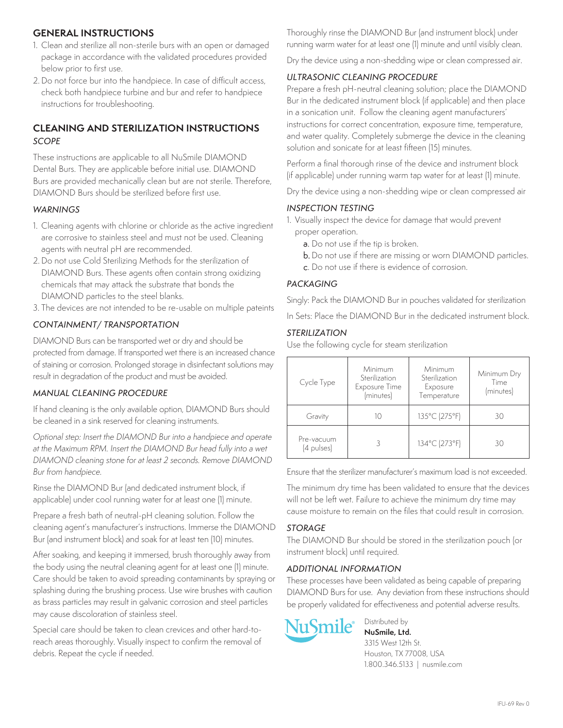## GENERAL INSTRUCTIONS

1. Clean and sterilize all non-sterile burs with an open or damaged package in accordance with the validated procedures provided below prior to first use.
2. Do not force bur into the handpiece. In case of difficult access, check both handpiece turbine and bur and refer to handpiece instructions for troubleshooting.

## CLEANING AND STERILIZATION INSTRUCTIONS

### *SCOPE*

These instructions are applicable to all NuSmile DIAMOND Dental Burs. They are applicable before initial use. DIAMOND Burs are provided mechanically clean but are not sterile. Therefore, DIAMOND Burs should be sterilized before first use.

### *WARNINGS*

1. Cleaning agents with chlorine or chloride as the active ingredient are corrosive to stainless steel and must not be used. Cleaning agents with neutral pH are recommended.
2. Do not use Cold Sterilizing Methods for the sterilization of DIAMOND Burs. These agents often contain strong oxidizing chemicals that may attack the substrate that bonds the DIAMOND particles to the steel blanks.
3. The devices are not intended to be re-usable on multiple pateints

### *CONTAINMENT/ TRANSPORTATION*

DIAMOND Burs can be transported wet or dry and should be protected from damage. If transported wet there is an increased chance of staining or corrosion. Prolonged storage in disinfectant solutions may result in degradation of the product and must be avoided.

### *MANUAL CLEANING PROCEDURE*

If hand cleaning is the only available option, DIAMOND Burs should be cleaned in a sink reserved for cleaning instruments.

*Optional step: Insert the DIAMOND Bur into a handpiece and operate at the Maximum RPM. Insert the DIAMOND Bur head fully into a wet DIAMOND cleaning stone for at least 2 seconds. Remove DIAMOND Bur from handpiece.*

Rinse the DIAMOND Bur (and dedicated instrument block, if applicable) under cool running water for at least one (1) minute.

Prepare a fresh bath of neutral-pH cleaning solution. Follow the cleaning agent's manufacturer's instructions. Immerse the DIAMOND Bur (and instrument block) and soak for at least ten (10) minutes.

After soaking, and keeping it immersed, brush thoroughly away from the body using the neutral cleaning agent for at least one (1) minute. Care should be taken to avoid spreading contaminants by spraying or splashing during the brushing process. Use wire brushes with caution as brass particles may result in galvanic corrosion and steel particles may cause discoloration of stainless steel.

Special care should be taken to clean crevices and other hard-to-reach areas thoroughly. Visually inspect to confirm the removal of debris. Repeat the cycle if needed.

Thoroughly rinse the DIAMOND Bur (and instrument block) under running warm water for at least one (1) minute and until visibly clean.

Dry the device using a non-shedding wipe or clean compressed air.

### *ULTRASONIC CLEANING PROCEDURE*

Prepare a fresh pH-neutral cleaning solution; place the DIAMOND Bur in the dedicated instrument block (if applicable) and then place in a sonication unit. Follow the cleaning agent manufacturers' instructions for correct concentration, exposure time, temperature, and water quality. Completely submerge the device in the cleaning solution and sonicate for at least fifteen (15) minutes.

Perform a final thorough rinse of the device and instrument block (if applicable) under running warm tap water for at least (1) minute.

Dry the device using a non-shedding wipe or clean compressed air

### *INSPECTION TESTING*

1. Visually inspect the device for damage that would prevent proper operation.
   a. Do not use if the tip is broken.
   b. Do not use if there are missing or worn DIAMOND particles.
   c. Do not use if there is evidence of corrosion.

### *PACKAGING*

Singly: Pack the DIAMOND Bur in pouches validated for sterilization

In Sets: Place the DIAMOND Bur in the dedicated instrument block.

### *STERILIZATION*

Use the following cycle for steam sterilization

| Cycle Type | Minimum Sterilization Exposure Time (minutes) | Minimum Sterilization Exposure Temperature | Minimum Dry Time (minutes) |
|---|---|---|---|
| Gravity | 10 | 135°C (275°F) | 30 |
| Pre-vacuum (4 pulses) | 3 | 134°C (273°F) | 30 |

Ensure that the sterilizer manufacturer's maximum load is not exceeded.

The minimum dry time has been validated to ensure that the devices will not be left wet. Failure to achieve the minimum dry time may cause moisture to remain on the files that could result in corrosion.

### *STORAGE*

The DIAMOND Bur should be stored in the sterilization pouch (or instrument block) until required.

### *ADDITIONAL INFORMATION*

These processes have been validated as being capable of preparing DIAMOND Burs for use. Any deviation from these instructions should be properly validated for effectiveness and potential adverse results.

NuSmile®

Distributed by
**NuSmile, Ltd.**
3315 West 12th St.
Houston, TX 77008, USA
1.800.346.5133 | nusmile.com

IFU-69 Rev 0